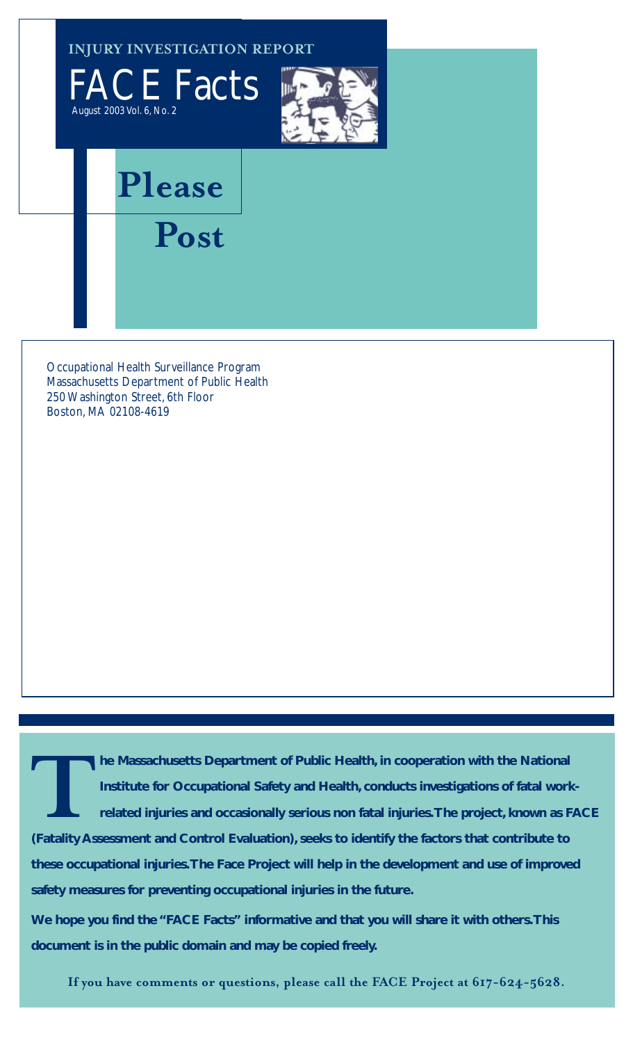**INJURY INVESTIGATION REPORT**

# FACE Facts

August 2003 Vol. 6, No. 2

# Please Post

Occupational Health Surveillance Program
Massachusetts Department of Public Health
250 Washington Street, 6th Floor
Boston, MA 02108-4619

**The Massachusetts Department of Public Health, in cooperation with the National Institute for Occupational Safety and Health, conducts investigations of fatal work-related injuries and occasionally serious non fatal injuries. The project, known as FACE (Fatality Assessment and Control Evaluation), seeks to identify the factors that contribute to these occupational injuries. The Face Project will help in the development and use of improved safety measures for preventing occupational injuries in the future.**

**We hope you find the "FACE Facts" informative and that you will share it with others. This document is in the public domain and may be copied freely.**

**If you have comments or questions, please call the FACE Project at 617-624-5628.**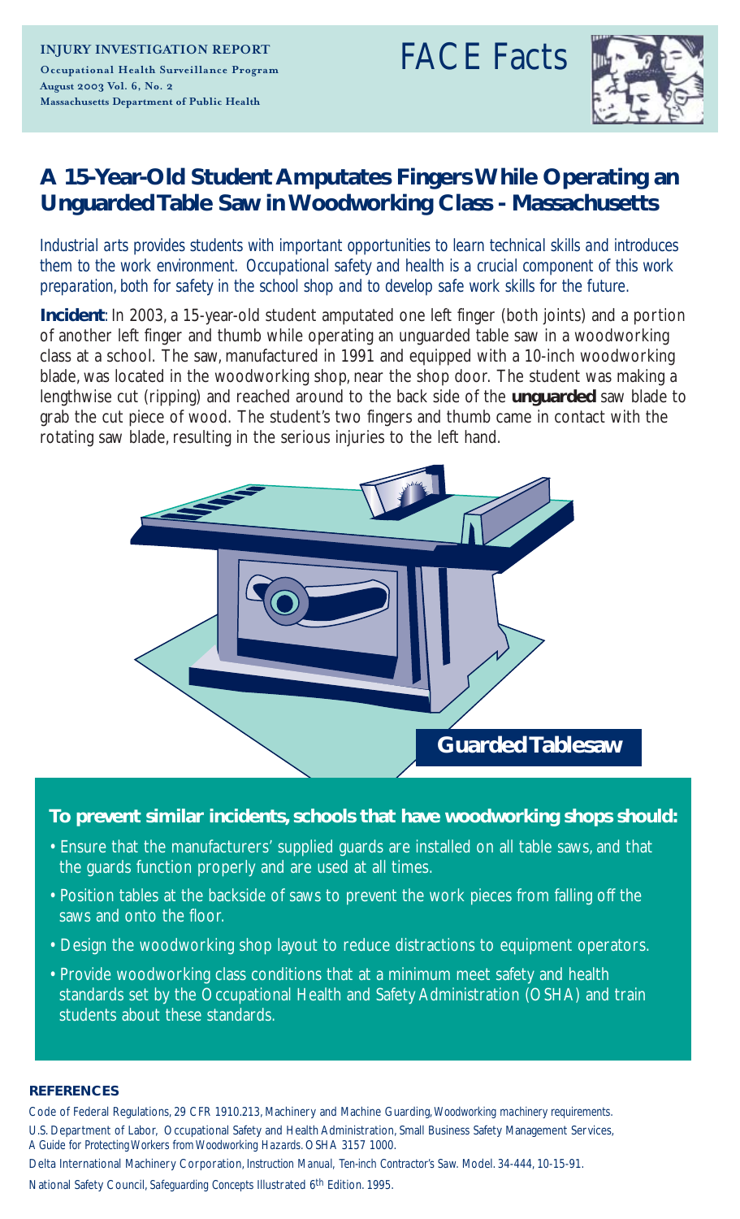INJURY INVESTIGATION REPORT
Occupational Health Surveillance Program
August 2003 Vol. 6, No. 2
Massachusetts Department of Public Health

# FACE Facts

## A 15-Year-Old Student Amputates Fingers While Operating an Unguarded Table Saw in Woodworking Class - Massachusetts

*Industrial arts provides students with important opportunities to learn technical skills and introduces them to the work environment. Occupational safety and health is a crucial component of this work preparation, both for safety in the school shop and to develop safe work skills for the future.*

**Incident**: In 2003, a 15-year-old student amputated one left finger (both joints) and a portion of another left finger and thumb while operating an unguarded table saw in a woodworking class at a school. The saw, manufactured in 1991 and equipped with a 10-inch woodworking blade, was located in the woodworking shop, near the shop door. The student was making a lengthwise cut (ripping) and reached around to the back side of the **unguarded** saw blade to grab the cut piece of wood. The student's two fingers and thumb came in contact with the rotating saw blade, resulting in the serious injuries to the left hand.

Guarded Tablesaw

### To prevent similar incidents, schools that have woodworking shops should:

- Ensure that the manufacturers' supplied guards are installed on all table saws, and that the guards function properly and are used at all times.
- Position tables at the backside of saws to prevent the work pieces from falling off the saws and onto the floor.
- Design the woodworking shop layout to reduce distractions to equipment operators.
- Provide woodworking class conditions that at a minimum meet safety and health standards set by the Occupational Health and Safety Administration (OSHA) and train students about these standards.

### REFERENCES

Code of Federal Regulations, 29 CFR 1910.213, Machinery and Machine Guarding, *Woodworking machinery requirements.*

U.S. Department of Labor, Occupational Safety and Health Administration, Small Business Safety Management Services, *A Guide for Protecting Workers from Woodworking Hazards.* OSHA 3157 1000.

Delta International Machinery Corporation, *Instruction Manual, Ten-inch Contractor's Saw.* Model. 34-444, 10-15-91.

National Safety Council, *Safeguarding Concepts Illustrated* 6th Edition. 1995.